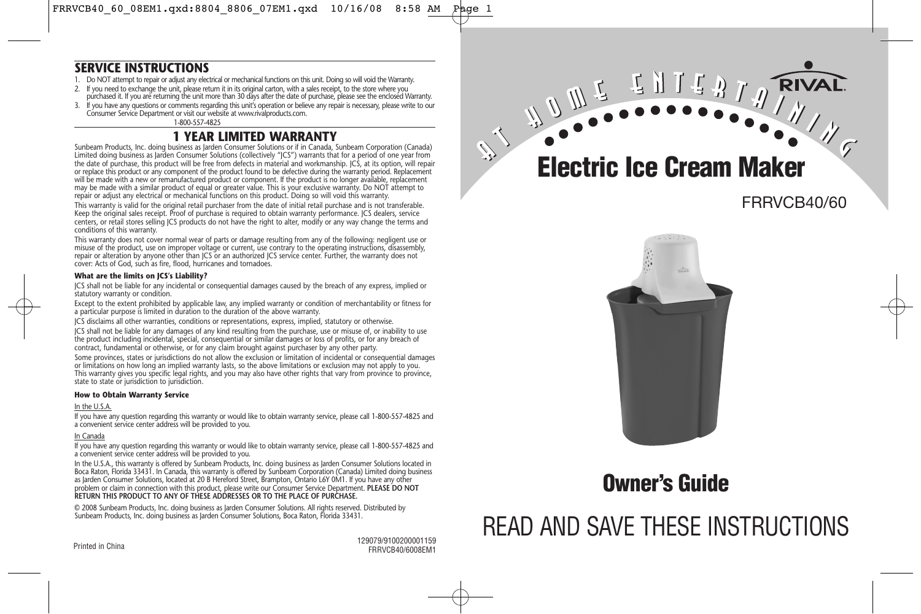## SERVICE INSTRUCTIONS

1. Do NOT attempt to repair or adjust any electrical or mechanical functions on this unit. Doing so will void the Warranty.
2. If you need to exchange the unit, please return it in its original carton, with a sales receipt, to the store where you purchased it. If you are returning the unit more than 30 days after the date of purchase, please see the enclosed Warranty.
3. If you have any questions or comments regarding this unit's operation or believe any repair is necessary, please write to our Consumer Service Department or visit our website at www.rivalproducts.com.
   1-800-557-4825

## 1 YEAR LIMITED WARRANTY

Sunbeam Products, Inc. doing business as Jarden Consumer Solutions or if in Canada, Sunbeam Corporation (Canada) Limited doing business as Jarden Consumer Solutions (collectively "JCS") warrants that for a period of one year from the date of purchase, this product will be free from defects in material and workmanship. JCS, at its option, will repair or replace this product or any component of the product found to be defective during the warranty period. Replacement will be made with a new or remanufactured product or component. If the product is no longer available, replacement may be made with a similar product of equal or greater value. This is your exclusive warranty. Do NOT attempt to repair or adjust any electrical or mechanical functions on this product. Doing so will void this warranty.

This warranty is valid for the original retail purchaser from the date of initial retail purchase and is not transferable. Keep the original sales receipt. Proof of purchase is required to obtain warranty performance. JCS dealers, service centers, or retail stores selling JCS products do not have the right to alter, modify or any way change the terms and conditions of this warranty.

This warranty does not cover normal wear of parts or damage resulting from any of the following: negligent use or misuse of the product, use on improper voltage or current, use contrary to the operating instructions, disassembly, repair or alteration by anyone other than JCS or an authorized JCS service center. Further, the warranty does not cover: Acts of God, such as fire, flood, hurricanes and tornadoes.

#### What are the limits on JCS's Liability?

JCS shall not be liable for any incidental or consequential damages caused by the breach of any express, implied or statutory warranty or condition.

Except to the extent prohibited by applicable law, any implied warranty or condition of merchantability or fitness for a particular purpose is limited in duration to the duration of the above warranty.

JCS disclaims all other warranties, conditions or representations, express, implied, statutory or otherwise.

JCS shall not be liable for any damages of any kind resulting from the purchase, use or misuse of, or inability to use the product including incidental, special, consequential or similar damages or loss of profits, or for any breach of contract, fundamental or otherwise, or for any claim brought against purchaser by any other party.

Some provinces, states or jurisdictions do not allow the exclusion or limitation of incidental or consequential damages or limitations on how long an implied warranty lasts, so the above limitations or exclusion may not apply to you. This warranty gives you specific legal rights, and you may also have other rights that vary from province to province, state to state or jurisdiction to jurisdiction.

#### How to Obtain Warranty Service

In the U.S.A.

If you have any question regarding this warranty or would like to obtain warranty service, please call 1-800-557-4825 and a convenient service center address will be provided to you.

In Canada

If you have any question regarding this warranty or would like to obtain warranty service, please call 1-800-557-4825 and a convenient service center address will be provided to you.

In the U.S.A., this warranty is offered by Sunbeam Products, Inc. doing business as Jarden Consumer Solutions located in Boca Raton, Florida 33431. In Canada, this warranty is offered by Sunbeam Corporation (Canada) Limited doing business as Jarden Consumer Solutions, located at 20 B Hereford Street, Brampton, Ontario L6Y 0M1. If you have any other problem or claim in connection with this product, please write our Consumer Service Department. **PLEASE DO NOT RETURN THIS PRODUCT TO ANY OF THESE ADDRESSES OR TO THE PLACE OF PURCHASE.**

© 2008 Sunbeam Products, Inc. doing business as Jarden Consumer Solutions. All rights reserved. Distributed by Sunbeam Products, Inc. doing business as Jarden Consumer Solutions, Boca Raton, Florida 33431.

Printed in China

129079/9100200001159
FRRVCB40/6008EM1

AT HOME ENTERTAINING

RIVAL.

# Electric Ice Cream Maker

FRRVCB40/60

## Owner's Guide

# READ AND SAVE THESE INSTRUCTIONS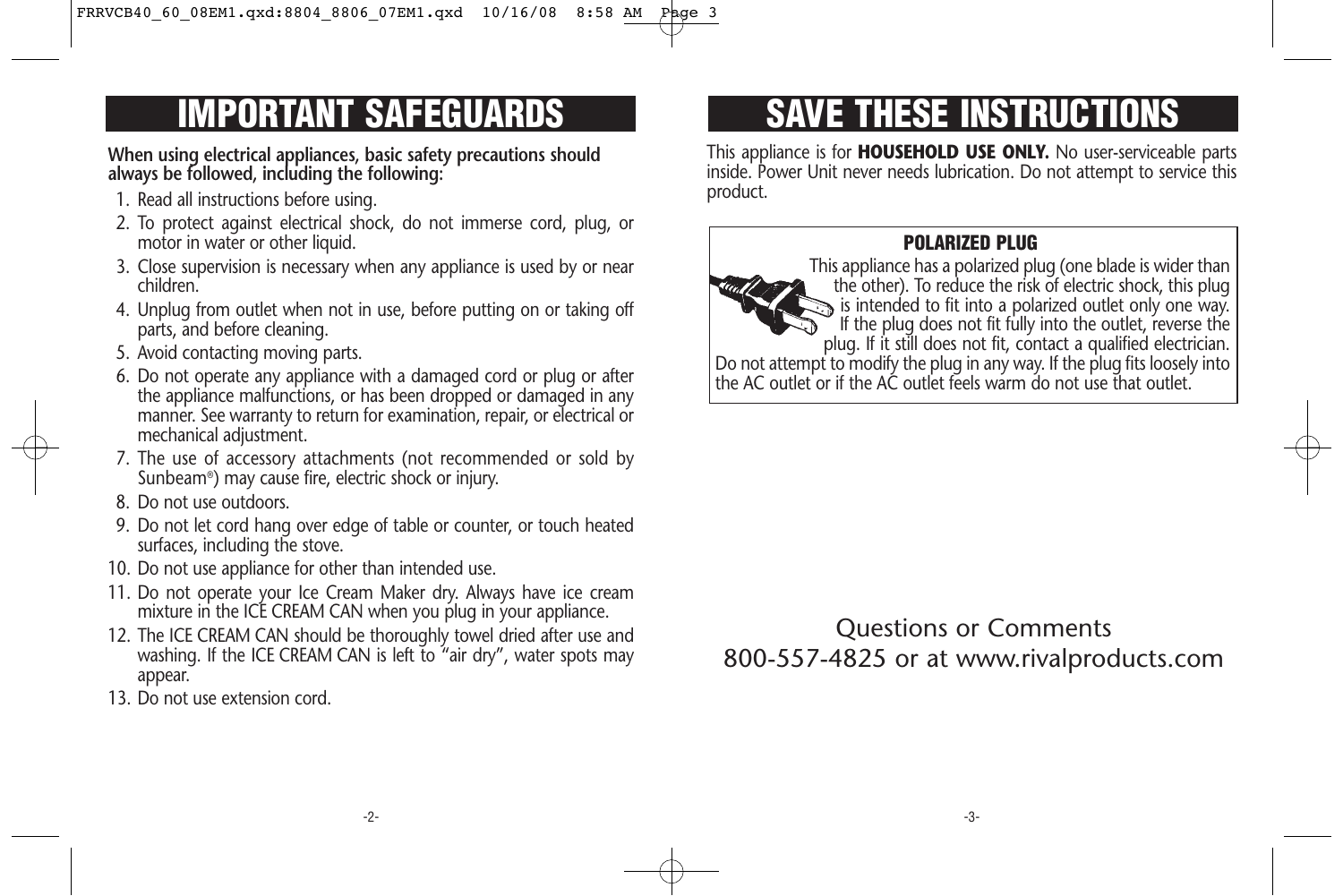# IMPORTANT SAFEGUARDS

**When using electrical appliances, basic safety precautions should always be followed, including the following:**

1. Read all instructions before using.
2. To protect against electrical shock, do not immerse cord, plug, or motor in water or other liquid.
3. Close supervision is necessary when any appliance is used by or near children.
4. Unplug from outlet when not in use, before putting on or taking off parts, and before cleaning.
5. Avoid contacting moving parts.
6. Do not operate any appliance with a damaged cord or plug or after the appliance malfunctions, or has been dropped or damaged in any manner. See warranty to return for examination, repair, or electrical or mechanical adjustment.
7. The use of accessory attachments (not recommended or sold by Sunbeam®) may cause fire, electric shock or injury.
8. Do not use outdoors.
9. Do not let cord hang over edge of table or counter, or touch heated surfaces, including the stove.
10. Do not use appliance for other than intended use.
11. Do not operate your Ice Cream Maker dry. Always have ice cream mixture in the ICE CREAM CAN when you plug in your appliance.
12. The ICE CREAM CAN should be thoroughly towel dried after use and washing. If the ICE CREAM CAN is left to "air dry", water spots may appear.
13. Do not use extension cord.

# SAVE THESE INSTRUCTIONS

This appliance is for **HOUSEHOLD USE ONLY.** No user-serviceable parts inside. Power Unit never needs lubrication. Do not attempt to service this product.

**POLARIZED PLUG**

This appliance has a polarized plug (one blade is wider than the other). To reduce the risk of electric shock, this plug is intended to fit into a polarized outlet only one way. If the plug does not fit fully into the outlet, reverse the plug. If it still does not fit, contact a qualified electrician. Do not attempt to modify the plug in any way. If the plug fits loosely into the AC outlet or if the AC outlet feels warm do not use that outlet.

Questions or Comments
800-557-4825 or at www.rivalproducts.com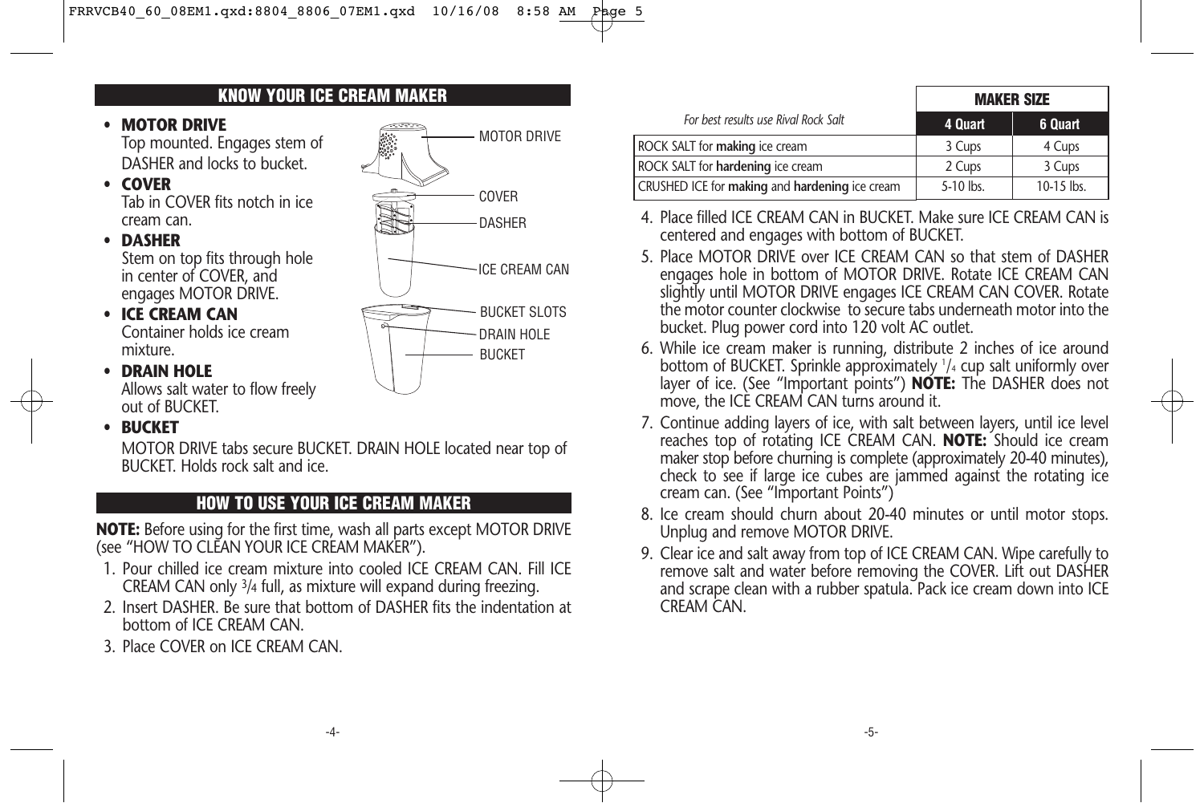## KNOW YOUR ICE CREAM MAKER

- **MOTOR DRIVE**
  Top mounted. Engages stem of DASHER and locks to bucket.
- **COVER**
  Tab in COVER fits notch in ice cream can.
- **DASHER**
  Stem on top fits through hole in center of COVER, and engages MOTOR DRIVE.
- **ICE CREAM CAN**
  Container holds ice cream mixture.
- **DRAIN HOLE**
  Allows salt water to flow freely out of BUCKET.
- **BUCKET**
  MOTOR DRIVE tabs secure BUCKET. DRAIN HOLE located near top of BUCKET. Holds rock salt and ice.

MOTOR DRIVE
COVER
DASHER
ICE CREAM CAN
BUCKET SLOTS
DRAIN HOLE
BUCKET

## HOW TO USE YOUR ICE CREAM MAKER

**NOTE:** Before using for the first time, wash all parts except MOTOR DRIVE (see "HOW TO CLEAN YOUR ICE CREAM MAKER").

1. Pour chilled ice cream mixture into cooled ICE CREAM CAN. Fill ICE CREAM CAN only 3/4 full, as mixture will expand during freezing.
2. Insert DASHER. Be sure that bottom of DASHER fits the indentation at bottom of ICE CREAM CAN.
3. Place COVER on ICE CREAM CAN.

| *For best results use Rival Rock Salt* | **MAKER SIZE** | |
|---|---|---|
| | **4 Quart** | **6 Quart** |
| ROCK SALT for **making** ice cream | 3 Cups | 4 Cups |
| ROCK SALT for **hardening** ice cream | 2 Cups | 3 Cups |
| CRUSHED ICE for **making** and **hardening** ice cream | 5-10 lbs. | 10-15 lbs. |

4. Place filled ICE CREAM CAN in BUCKET. Make sure ICE CREAM CAN is centered and engages with bottom of BUCKET.
5. Place MOTOR DRIVE over ICE CREAM CAN so that stem of DASHER engages hole in bottom of MOTOR DRIVE. Rotate ICE CREAM CAN slightly until MOTOR DRIVE engages ICE CREAM CAN COVER. Rotate the motor counter clockwise to secure tabs underneath motor into the bucket. Plug power cord into 120 volt AC outlet.
6. While ice cream maker is running, distribute 2 inches of ice around bottom of BUCKET. Sprinkle approximately 1/4 cup salt uniformly over layer of ice. (See "Important points") **NOTE:** The DASHER does not move, the ICE CREAM CAN turns around it.
7. Continue adding layers of ice, with salt between layers, until ice level reaches top of rotating ICE CREAM CAN. **NOTE:** Should ice cream maker stop before churning is complete (approximately 20-40 minutes), check to see if large ice cubes are jammed against the rotating ice cream can. (See "Important Points")
8. Ice cream should churn about 20-40 minutes or until motor stops. Unplug and remove MOTOR DRIVE.
9. Clear ice and salt away from top of ICE CREAM CAN. Wipe carefully to remove salt and water before removing the COVER. Lift out DASHER and scrape clean with a rubber spatula. Pack ice cream down into ICE CREAM CAN.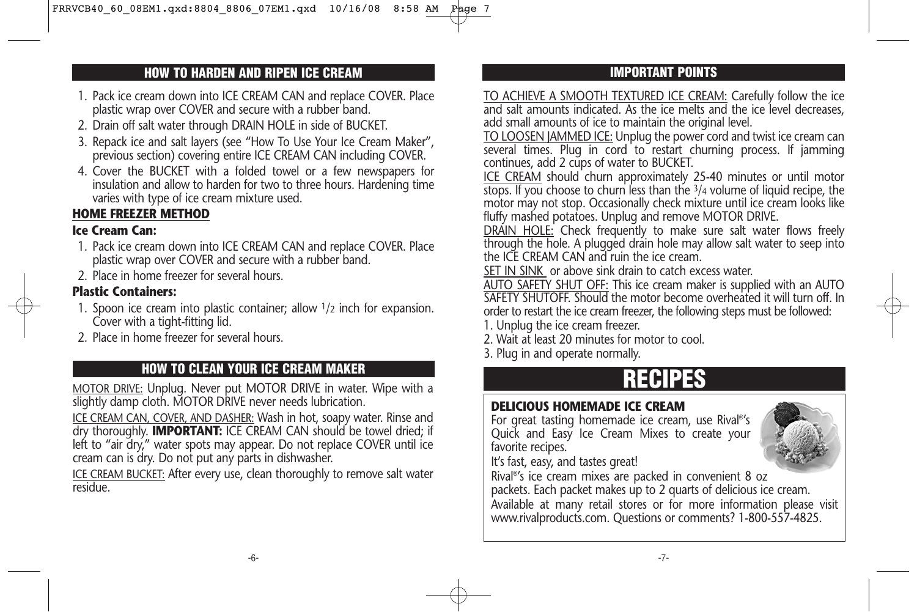## HOW TO HARDEN AND RIPEN ICE CREAM

1. Pack ice cream down into ICE CREAM CAN and replace COVER. Place plastic wrap over COVER and secure with a rubber band.
2. Drain off salt water through DRAIN HOLE in side of BUCKET.
3. Repack ice and salt layers (see "How To Use Your Ice Cream Maker", previous section) covering entire ICE CREAM CAN including COVER.
4. Cover the BUCKET with a folded towel or a few newspapers for insulation and allow to harden for two to three hours. Hardening time varies with type of ice cream mixture used.

### HOME FREEZER METHOD

**Ice Cream Can:**

1. Pack ice cream down into ICE CREAM CAN and replace COVER. Place plastic wrap over COVER and secure with a rubber band.
2. Place in home freezer for several hours.

**Plastic Containers:**

1. Spoon ice cream into plastic container; allow 1/2 inch for expansion. Cover with a tight-fitting lid.
2. Place in home freezer for several hours.

## HOW TO CLEAN YOUR ICE CREAM MAKER

MOTOR DRIVE: Unplug. Never put MOTOR DRIVE in water. Wipe with a slightly damp cloth. MOTOR DRIVE never needs lubrication.

ICE CREAM CAN, COVER, AND DASHER: Wash in hot, soapy water. Rinse and dry thoroughly. **IMPORTANT:** ICE CREAM CAN should be towel dried; if left to "air dry," water spots may appear. Do not replace COVER until ice cream can is dry. Do not put any parts in dishwasher.

ICE CREAM BUCKET: After every use, clean thoroughly to remove salt water residue.

## IMPORTANT POINTS

TO ACHIEVE A SMOOTH TEXTURED ICE CREAM: Carefully follow the ice and salt amounts indicated. As the ice melts and the ice level decreases, add small amounts of ice to maintain the original level.

TO LOOSEN JAMMED ICE: Unplug the power cord and twist ice cream can several times. Plug in cord to restart churning process. If jamming continues, add 2 cups of water to BUCKET.

ICE CREAM should churn approximately 25-40 minutes or until motor stops. If you choose to churn less than the 3/4 volume of liquid recipe, the motor may not stop. Occasionally check mixture until ice cream looks like fluffy mashed potatoes. Unplug and remove MOTOR DRIVE.

DRAIN HOLE: Check frequently to make sure salt water flows freely through the hole. A plugged drain hole may allow salt water to seep into the ICE CREAM CAN and ruin the ice cream.

SET IN SINK or above sink drain to catch excess water.

AUTO SAFETY SHUT OFF: This ice cream maker is supplied with an AUTO SAFETY SHUTOFF. Should the motor become overheated it will turn off. In order to restart the ice cream freezer, the following steps must be followed:

1. Unplug the ice cream freezer.
2. Wait at least 20 minutes for motor to cool.
3. Plug in and operate normally.

# RECIPES

### DELICIOUS HOMEMADE ICE CREAM

For great tasting homemade ice cream, use Rival®'s Quick and Easy Ice Cream Mixes to create your favorite recipes.

It's fast, easy, and tastes great!

Rival®'s ice cream mixes are packed in convenient 8 oz packets. Each packet makes up to 2 quarts of delicious ice cream.

Available at many retail stores or for more information please visit www.rivalproducts.com. Questions or comments? 1-800-557-4825.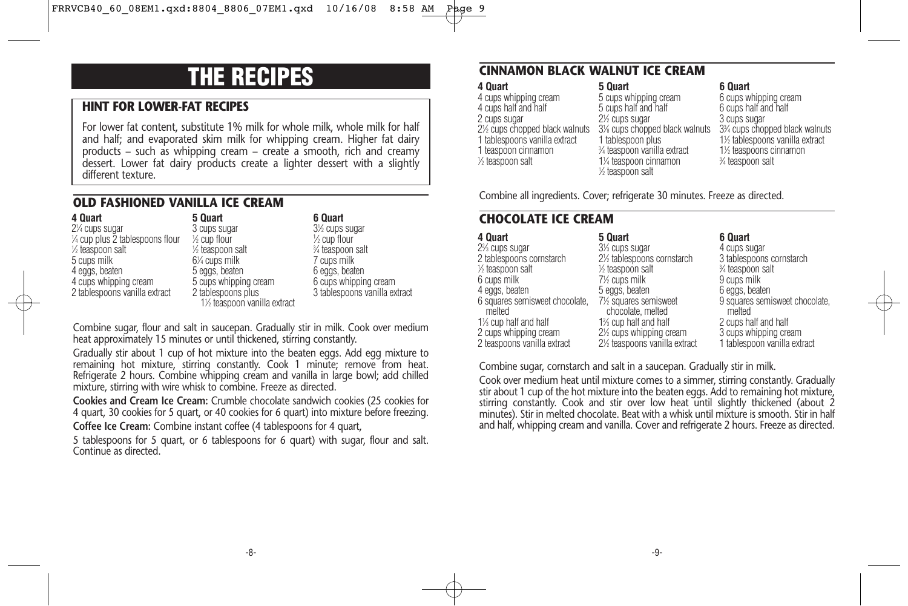# THE RECIPES

## HINT FOR LOWER-FAT RECIPES

For lower fat content, substitute 1% milk for whole milk, whole milk for half and half; and evaporated skim milk for whipping cream. Higher fat dairy products – such as whipping cream – create a smooth, rich and creamy dessert. Lower fat dairy products create a lighter dessert with a slightly different texture.

## OLD FASHIONED VANILLA ICE CREAM

| 4 Quart | 5 Quart | 6 Quart |
|---|---|---|
| 2¼ cups sugar | 3 cups sugar | 3½ cups sugar |
| ¼ cup plus 2 tablespoons flour | ½ cup flour | ½ cup flour |
| ½ teaspoon salt | ½ teaspoon salt | ¾ teaspoon salt |
| 5 cups milk | 6¼ cups milk | 7 cups milk |
| 4 eggs, beaten | 5 eggs, beaten | 6 eggs, beaten |
| 4 cups whipping cream | 5 cups whipping cream | 6 cups whipping cream |
| 2 tablespoons vanilla extract | 2 tablespoons plus 1½ teaspoon vanilla extract | 3 tablespoons vanilla extract |

Combine sugar, flour and salt in saucepan. Gradually stir in milk. Cook over medium heat approximately 15 minutes or until thickened, stirring constantly.

Gradually stir about 1 cup of hot mixture into the beaten eggs. Add egg mixture to remaining hot mixture, stirring constantly. Cook 1 minute; remove from heat. Refrigerate 2 hours. Combine whipping cream and vanilla in large bowl; add chilled mixture, stirring with wire whisk to combine. Freeze as directed.

**Cookies and Cream Ice Cream:** Crumble chocolate sandwich cookies (25 cookies for 4 quart, 30 cookies for 5 quart, or 40 cookies for 6 quart) into mixture before freezing.

**Coffee Ice Cream:** Combine instant coffee (4 tablespoons for 4 quart,

5 tablespoons for 5 quart, or 6 tablespoons for 6 quart) with sugar, flour and salt. Continue as directed.

## CINNAMON BLACK WALNUT ICE CREAM

| 4 Quart | 5 Quart | 6 Quart |
|---|---|---|
| 4 cups whipping cream | 5 cups whipping cream | 6 cups whipping cream |
| 4 cups half and half | 5 cups half and half | 6 cups half and half |
| 2 cups sugar | 2½ cups sugar | 3 cups sugar |
| 2½ cups chopped black walnuts | 3⅛ cups chopped black walnuts | 3¾ cups chopped black walnuts |
| 1 tablespoons vanilla extract | 1 tablespoon plus ¾ teaspoon vanilla extract | 1½ tablespoons vanilla extract |
| 1 teaspoon cinnamon | 1¼ teaspoon cinnamon | 1½ teaspoons cinnamon |
| ½ teaspoon salt | ½ teaspoon salt | ¾ teaspoon salt |

Combine all ingredients. Cover; refrigerate 30 minutes. Freeze as directed.

## CHOCOLATE ICE CREAM

| 4 Quart | 5 Quart | 6 Quart |
|---|---|---|
| 2⅔ cups sugar | 3⅓ cups sugar | 4 cups sugar |
| 2 tablespoons cornstarch | 2½ tablespoons cornstarch | 3 tablespoons cornstarch |
| ½ teaspoon salt | ½ teaspoon salt | ¾ teaspoon salt |
| 6 cups milk | 7½ cups milk | 9 cups milk |
| 4 eggs, beaten | 5 eggs, beaten | 6 eggs, beaten |
| 6 squares semisweet chocolate, melted | 7½ squares semisweet chocolate, melted | 9 squares semisweet chocolate, melted |
| 1⅓ cup half and half | 1⅔ cup half and half | 2 cups half and half |
| 2 cups whipping cream | 2½ cups whipping cream | 3 cups whipping cream |
| 2 teaspoons vanilla extract | 2½ teaspoons vanilla extract | 1 tablespoon vanilla extract |

Combine sugar, cornstarch and salt in a saucepan. Gradually stir in milk.

Cook over medium heat until mixture comes to a simmer, stirring constantly. Gradually stir about 1 cup of the hot mixture into the beaten eggs. Add to remaining hot mixture, stirring constantly. Cook and stir over low heat until slightly thickened (about 2 minutes). Stir in melted chocolate. Beat with a whisk until mixture is smooth. Stir in half and half, whipping cream and vanilla. Cover and refrigerate 2 hours. Freeze as directed.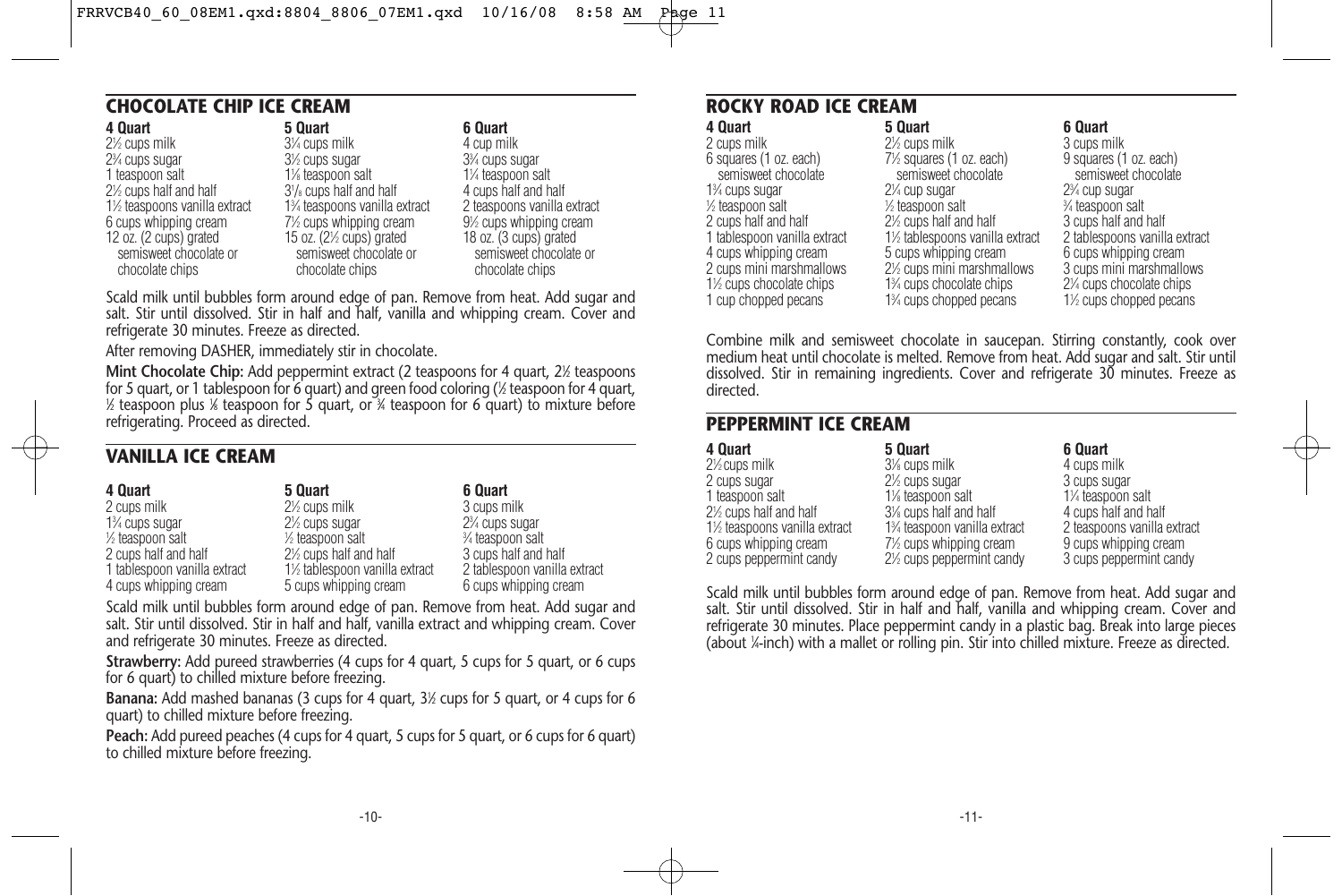## CHOCOLATE CHIP ICE CREAM

| 4 Quart | 5 Quart | 6 Quart |
|---|---|---|
| 2½ cups milk | 3¼ cups milk | 4 cup milk |
| 2¾ cups sugar | 3½ cups sugar | 3¾ cups sugar |
| 1 teaspoon salt | 1⅛ teaspoon salt | 1¼ teaspoon salt |
| 2½ cups half and half | 3⅛ cups half and half | 4 cups half and half |
| 1½ teaspoons vanilla extract | 1¾ teaspoons vanilla extract | 2 teaspoons vanilla extract |
| 6 cups whipping cream | 7½ cups whipping cream | 9½ cups whipping cream |
| 12 oz. (2 cups) grated semisweet chocolate or chocolate chips | 15 oz. (2½ cups) grated semisweet chocolate or chocolate chips | 18 oz. (3 cups) grated semisweet chocolate or chocolate chips |

Scald milk until bubbles form around edge of pan. Remove from heat. Add sugar and salt. Stir until dissolved. Stir in half and half, vanilla and whipping cream. Cover and refrigerate 30 minutes. Freeze as directed.

After removing DASHER, immediately stir in chocolate.

**Mint Chocolate Chip:** Add peppermint extract (2 teaspoons for 4 quart, 2½ teaspoons for 5 quart, or 1 tablespoon for 6 quart) and green food coloring (½ teaspoon for 4 quart, ½ teaspoon plus ⅛ teaspoon for 5 quart, or ¾ teaspoon for 6 quart) to mixture before refrigerating. Proceed as directed.

## VANILLA ICE CREAM

| 4 Quart | 5 Quart | 6 Quart |
|---|---|---|
| 2 cups milk | 2½ cups milk | 3 cups milk |
| 1¾ cups sugar | 2½ cups sugar | 2¾ cups sugar |
| ½ teaspoon salt | ½ teaspoon salt | ¾ teaspoon salt |
| 2 cups half and half | 2½ cups half and half | 3 cups half and half |
| 1 tablespoon vanilla extract | 1½ tablespoon vanilla extract | 2 tablespoon vanilla extract |
| 4 cups whipping cream | 5 cups whipping cream | 6 cups whipping cream |

Scald milk until bubbles form around edge of pan. Remove from heat. Add sugar and salt. Stir until dissolved. Stir in half and half, vanilla extract and whipping cream. Cover and refrigerate 30 minutes. Freeze as directed.

**Strawberry:** Add pureed strawberries (4 cups for 4 quart, 5 cups for 5 quart, or 6 cups for 6 quart) to chilled mixture before freezing.

**Banana:** Add mashed bananas (3 cups for 4 quart, 3½ cups for 5 quart, or 4 cups for 6 quart) to chilled mixture before freezing.

**Peach:** Add pureed peaches (4 cups for 4 quart, 5 cups for 5 quart, or 6 cups for 6 quart) to chilled mixture before freezing.

## ROCKY ROAD ICE CREAM

| 4 Quart | 5 Quart | 6 Quart |
|---|---|---|
| 2 cups milk | 2½ cups milk | 3 cups milk |
| 6 squares (1 oz. each) semisweet chocolate | 7½ squares (1 oz. each) semisweet chocolate | 9 squares (1 oz. each) semisweet chocolate |
| 1¾ cups sugar | 2¼ cup sugar | 2¾ cup sugar |
| ½ teaspoon salt | ½ teaspoon salt | ¾ teaspoon salt |
| 2 cups half and half | 2½ cups half and half | 3 cups half and half |
| 1 tablespoon vanilla extract | 1½ tablespoons vanilla extract | 2 tablespoons vanilla extract |
| 4 cups whipping cream | 5 cups whipping cream | 6 cups whipping cream |
| 2 cups mini marshmallows | 2½ cups mini marshmallows | 3 cups mini marshmallows |
| 1½ cups chocolate chips | 1¾ cups chocolate chips | 2¼ cups chocolate chips |
| 1 cup chopped pecans | 1¾ cups chopped pecans | 1½ cups chopped pecans |

Combine milk and semisweet chocolate in saucepan. Stirring constantly, cook over medium heat until chocolate is melted. Remove from heat. Add sugar and salt. Stir until dissolved. Stir in remaining ingredients. Cover and refrigerate 30 minutes. Freeze as directed.

## PEPPERMINT ICE CREAM

| 4 Quart | 5 Quart | 6 Quart |
|---|---|---|
| 2½ cups milk | 3⅛ cups milk | 4 cups milk |
| 2 cups sugar | 2½ cups sugar | 3 cups sugar |
| 1 teaspoon salt | 1⅛ teaspoon salt | 1¼ teaspoon salt |
| 2½ cups half and half | 3⅛ cups half and half | 4 cups half and half |
| 1½ teaspoons vanilla extract | 1¾ teaspoon vanilla extract | 2 teaspoons vanilla extract |
| 6 cups whipping cream | 7½ cups whipping cream | 9 cups whipping cream |
| 2 cups peppermint candy | 2½ cups peppermint candy | 3 cups peppermint candy |

Scald milk until bubbles form around edge of pan. Remove from heat. Add sugar and salt. Stir until dissolved. Stir in half and half, vanilla and whipping cream. Cover and refrigerate 30 minutes. Place peppermint candy in a plastic bag. Break into large pieces (about ¼-inch) with a mallet or rolling pin. Stir into chilled mixture. Freeze as directed.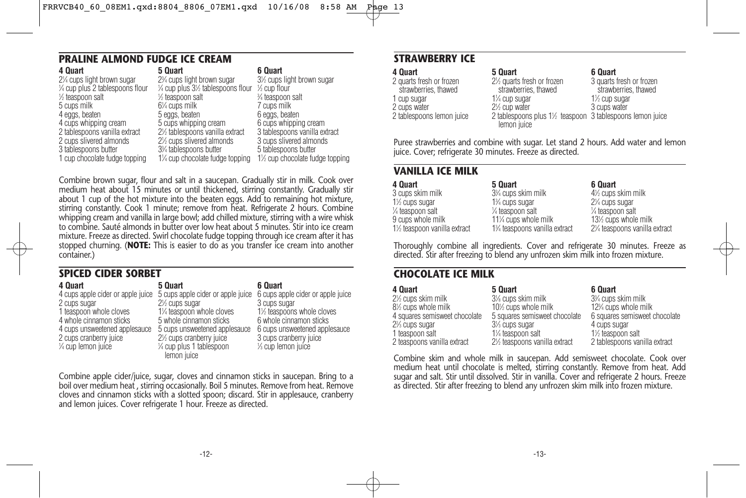## PRALINE ALMOND FUDGE ICE CREAM

| 4 Quart | 5 Quart | 6 Quart |
|---|---|---|
| 2¼ cups light brown sugar | 2¾ cups light brown sugar | 3½ cups light brown sugar |
| ¼ cup plus 2 tablespoons flour | ¼ cup plus 3½ tablespoons flour | ½ cup flour |
| ½ teaspoon salt | ½ teaspoon salt | ¾ teaspoon salt |
| 5 cups milk | 6¼ cups milk | 7 cups milk |
| 4 eggs, beaten | 5 eggs, beaten | 6 eggs, beaten |
| 4 cups whipping cream | 5 cups whipping cream | 6 cups whipping cream |
| 2 tablespoons vanilla extract | 2½ tablespoons vanilla extract | 3 tablespoons vanilla extract |
| 2 cups slivered almonds | 2½ cups slivered almonds | 3 cups slivered almonds |
| 3 tablespoons butter | 3¾ tablespoons butter | 5 tablespoons butter |
| 1 cup chocolate fudge topping | 1¼ cup chocolate fudge topping | 1½ cup chocolate fudge topping |

Combine brown sugar, flour and salt in a saucepan. Gradually stir in milk. Cook over medium heat about 15 minutes or until thickened, stirring constantly. Gradually stir about 1 cup of the hot mixture into the beaten eggs. Add to remaining hot mixture, stirring constantly. Cook 1 minute; remove from heat. Refrigerate 2 hours. Combine whipping cream and vanilla in large bowl; add chilled mixture, stirring with a wire whisk to combine. Sauté almonds in butter over low heat about 5 minutes. Stir into ice cream mixture. Freeze as directed. Swirl chocolate fudge topping through ice cream after it has stopped churning. (**NOTE:** This is easier to do as you transfer ice cream into another container.)

## SPICED CIDER SORBET

| 4 Quart | 5 Quart | 6 Quart |
|---|---|---|
| 4 cups apple cider or apple juice | 5 cups apple cider or apple juice | 6 cups apple cider or apple juice |
| 2 cups sugar | 2½ cups sugar | 3 cups sugar |
| 1 teaspoon whole cloves | 1¼ teaspoon whole cloves | 1½ teaspoons whole cloves |
| 4 whole cinnamon sticks | 5 whole cinnamon sticks | 6 whole cinnamon sticks |
| 4 cups unsweetened applesauce | 5 cups unsweetened applesauce | 6 cups unsweetened applesauce |
| 2 cups cranberry juice | 2½ cups cranberry juice | 3 cups cranberry juice |
| ¼ cup lemon juice | ¼ cup plus 1 tablespoon lemon juice | ⅓ cup lemon juice |

Combine apple cider/juice, sugar, cloves and cinnamon sticks in saucepan. Bring to a boil over medium heat , stirring occasionally. Boil 5 minutes. Remove from heat. Remove cloves and cinnamon sticks with a slotted spoon; discard. Stir in applesauce, cranberry and lemon juices. Cover refrigerate 1 hour. Freeze as directed.

## STRAWBERRY ICE

| 4 Quart | 5 Quart | 6 Quart |
|---|---|---|
| 2 quarts fresh or frozen strawberries, thawed | 2½ quarts fresh or frozen strawberries, thawed | 3 quarts fresh or frozen strawberries, thawed |
| 1 cup sugar | 1¼ cup sugar | 1½ cup sugar |
| 2 cups water | 2½ cup water | 3 cups water |
| 2 tablespoons lemon juice | 2 tablespoons plus 1½ teaspoon lemon juice | 3 tablespoons lemon juice |

Puree strawberries and combine with sugar. Let stand 2 hours. Add water and lemon juice. Cover; refrigerate 30 minutes. Freeze as directed.

## VANILLA ICE MILK

| 4 Quart | 5 Quart | 6 Quart |
|---|---|---|
| 3 cups skim milk | 3¾ cups skim milk | 4½ cups skim milk |
| 1½ cups sugar | 1¾ cups sugar | 2¼ cups sugar |
| ¼ teaspoon salt | ¼ teaspoon salt | ¼ teaspoon salt |
| 9 cups whole milk | 11¼ cups whole milk | 13½ cups whole milk |
| 1½ teaspoon vanilla extract | 1¾ teaspoons vanilla extract | 2¼ teaspoons vanilla extract |

Thoroughly combine all ingredients. Cover and refrigerate 30 minutes. Freeze as directed. Stir after freezing to blend any unfrozen skim milk into frozen mixture.

## CHOCOLATE ICE MILK

| 4 Quart | 5 Quart | 6 Quart |
|---|---|---|
| 2½ cups skim milk | 3⅛ cups skim milk | 3¾ cups skim milk |
| 8½ cups whole milk | 10½ cups whole milk | 12¾ cups whole milk |
| 4 squares semisweet chocolate | 5 squares semisweet chocolate | 6 squares semisweet chocolate |
| 2⅔ cups sugar | 3⅓ cups sugar | 4 cups sugar |
| 1 teaspoon salt | 1¼ teaspoon salt | 1½ teaspoon salt |
| 2 teaspoons vanilla extract | 2½ teaspoons vanilla extract | 2 tablespoons vanilla extract |

Combine skim and whole milk in saucepan. Add semisweet chocolate. Cook over medium heat until chocolate is melted, stirring constantly. Remove from heat. Add sugar and salt. Stir until dissolved. Stir in vanilla. Cover and refrigerate 2 hours. Freeze as directed. Stir after freezing to blend any unfrozen skim milk into frozen mixture.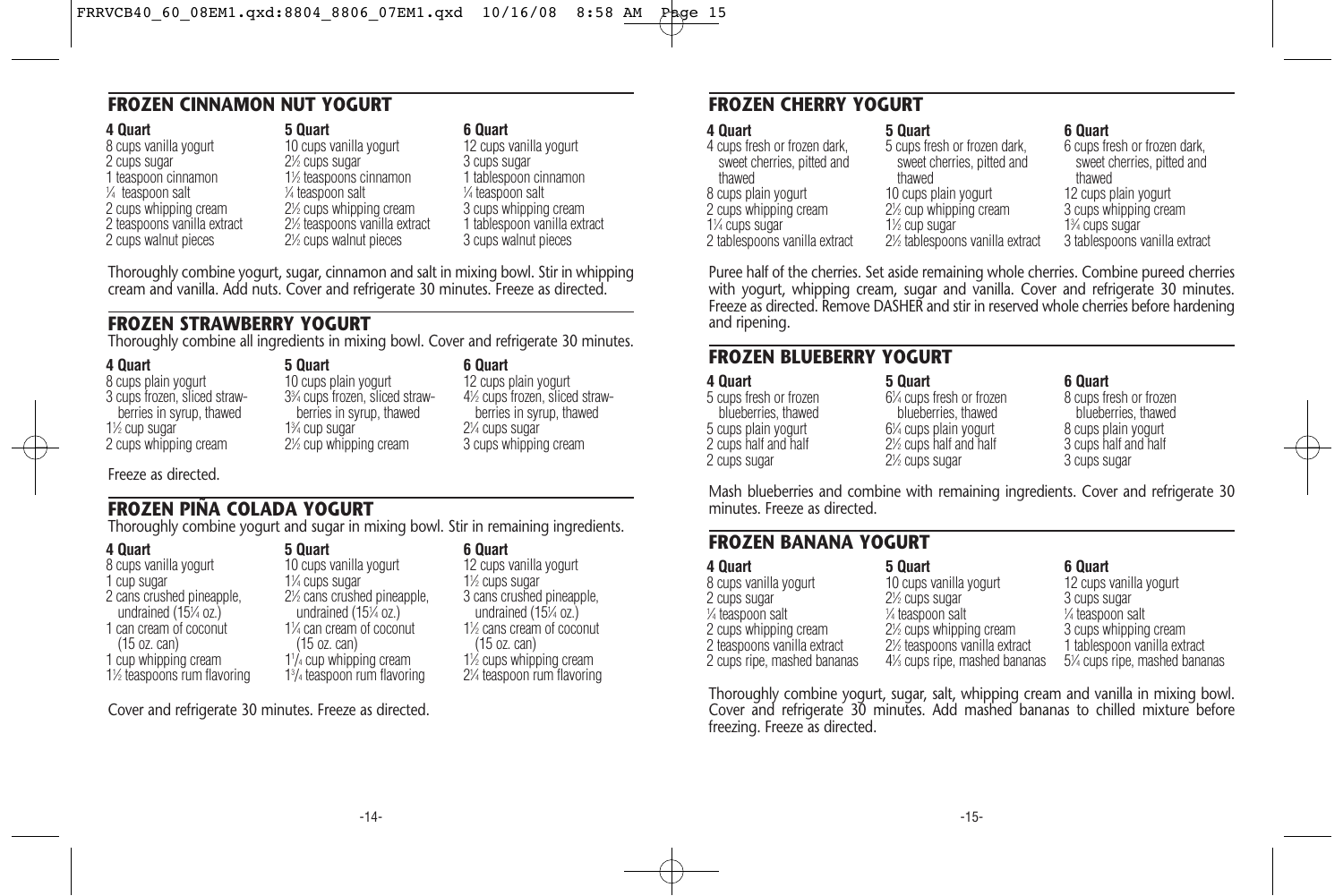## FROZEN CINNAMON NUT YOGURT

| 4 Quart | 5 Quart | 6 Quart |
|---|---|---|
| 8 cups vanilla yogurt | 10 cups vanilla yogurt | 12 cups vanilla yogurt |
| 2 cups sugar | 2½ cups sugar | 3 cups sugar |
| 1 teaspoon cinnamon | 1½ teaspoons cinnamon | 1 tablespoon cinnamon |
| ¼ teaspoon salt | ¼ teaspoon salt | ¼ teaspoon salt |
| 2 cups whipping cream | 2½ cups whipping cream | 3 cups whipping cream |
| 2 teaspoons vanilla extract | 2½ teaspoons vanilla extract | 1 tablespoon vanilla extract |
| 2 cups walnut pieces | 2½ cups walnut pieces | 3 cups walnut pieces |

Thoroughly combine yogurt, sugar, cinnamon and salt in mixing bowl. Stir in whipping cream and vanilla. Add nuts. Cover and refrigerate 30 minutes. Freeze as directed.

## FROZEN STRAWBERRY YOGURT

Thoroughly combine all ingredients in mixing bowl. Cover and refrigerate 30 minutes.

| 4 Quart | 5 Quart | 6 Quart |
|---|---|---|
| 8 cups plain yogurt | 10 cups plain yogurt | 12 cups plain yogurt |
| 3 cups frozen, sliced strawberries in syrup, thawed | 3¾ cups frozen, sliced strawberries in syrup, thawed | 4½ cups frozen, sliced strawberries in syrup, thawed |
| 1½ cup sugar | 1¾ cup sugar | 2¼ cups sugar |
| 2 cups whipping cream | 2½ cup whipping cream | 3 cups whipping cream |

Freeze as directed.

## FROZEN PIÑA COLADA YOGURT

Thoroughly combine yogurt and sugar in mixing bowl. Stir in remaining ingredients.

| 4 Quart | 5 Quart | 6 Quart |
|---|---|---|
| 8 cups vanilla yogurt | 10 cups vanilla yogurt | 12 cups vanilla yogurt |
| 1 cup sugar | 1¼ cups sugar | 1½ cups sugar |
| 2 cans crushed pineapple, undrained (15¼ oz.) | 2½ cans crushed pineapple, undrained (15¼ oz.) | 3 cans crushed pineapple, undrained (15¼ oz.) |
| 1 can cream of coconut (15 oz. can) | 1¼ can cream of coconut (15 oz. can) | 1½ cans cream of coconut (15 oz. can) |
| 1 cup whipping cream | 1¼ cup whipping cream | 1½ cups whipping cream |
| 1½ teaspoons rum flavoring | 1¾ teaspoon rum flavoring | 2¼ teaspoon rum flavoring |

Cover and refrigerate 30 minutes. Freeze as directed.

## FROZEN CHERRY YOGURT

| 4 Quart | 5 Quart | 6 Quart |
|---|---|---|
| 4 cups fresh or frozen dark, sweet cherries, pitted and thawed | 5 cups fresh or frozen dark, sweet cherries, pitted and thawed | 6 cups fresh or frozen dark, sweet cherries, pitted and thawed |
| 8 cups plain yogurt | 10 cups plain yogurt | 12 cups plain yogurt |
| 2 cups whipping cream | 2½ cup whipping cream | 3 cups whipping cream |
| 1¼ cups sugar | 1½ cup sugar | 1¾ cups sugar |
| 2 tablespoons vanilla extract | 2½ tablespoons vanilla extract | 3 tablespoons vanilla extract |

Puree half of the cherries. Set aside remaining whole cherries. Combine pureed cherries with yogurt, whipping cream, sugar and vanilla. Cover and refrigerate 30 minutes. Freeze as directed. Remove DASHER and stir in reserved whole cherries before hardening and ripening.

## FROZEN BLUEBERRY YOGURT

| 4 Quart | 5 Quart | 6 Quart |
|---|---|---|
| 5 cups fresh or frozen blueberries, thawed | 6¼ cups fresh or frozen blueberries, thawed | 8 cups fresh or frozen blueberries, thawed |
| 5 cups plain yogurt | 6¼ cups plain yogurt | 8 cups plain yogurt |
| 2 cups half and half | 2½ cups half and half | 3 cups half and half |
| 2 cups sugar | 2½ cups sugar | 3 cups sugar |

Mash blueberries and combine with remaining ingredients. Cover and refrigerate 30 minutes. Freeze as directed.

## FROZEN BANANA YOGURT

| 4 Quart | 5 Quart | 6 Quart |
|---|---|---|
| 8 cups vanilla yogurt | 10 cups vanilla yogurt | 12 cups vanilla yogurt |
| 2 cups sugar | 2½ cups sugar | 3 cups sugar |
| ¼ teaspoon salt | ¼ teaspoon salt | ¼ teaspoon salt |
| 2 cups whipping cream | 2½ cups whipping cream | 3 cups whipping cream |
| 2 teaspoons vanilla extract | 2½ teaspoons vanilla extract | 1 tablespoon vanilla extract |
| 2 cups ripe, mashed bananas | 4⅓ cups ripe, mashed bananas | 5¼ cups ripe, mashed bananas |

Thoroughly combine yogurt, sugar, salt, whipping cream and vanilla in mixing bowl. Cover and refrigerate 30 minutes. Add mashed bananas to chilled mixture before freezing. Freeze as directed.